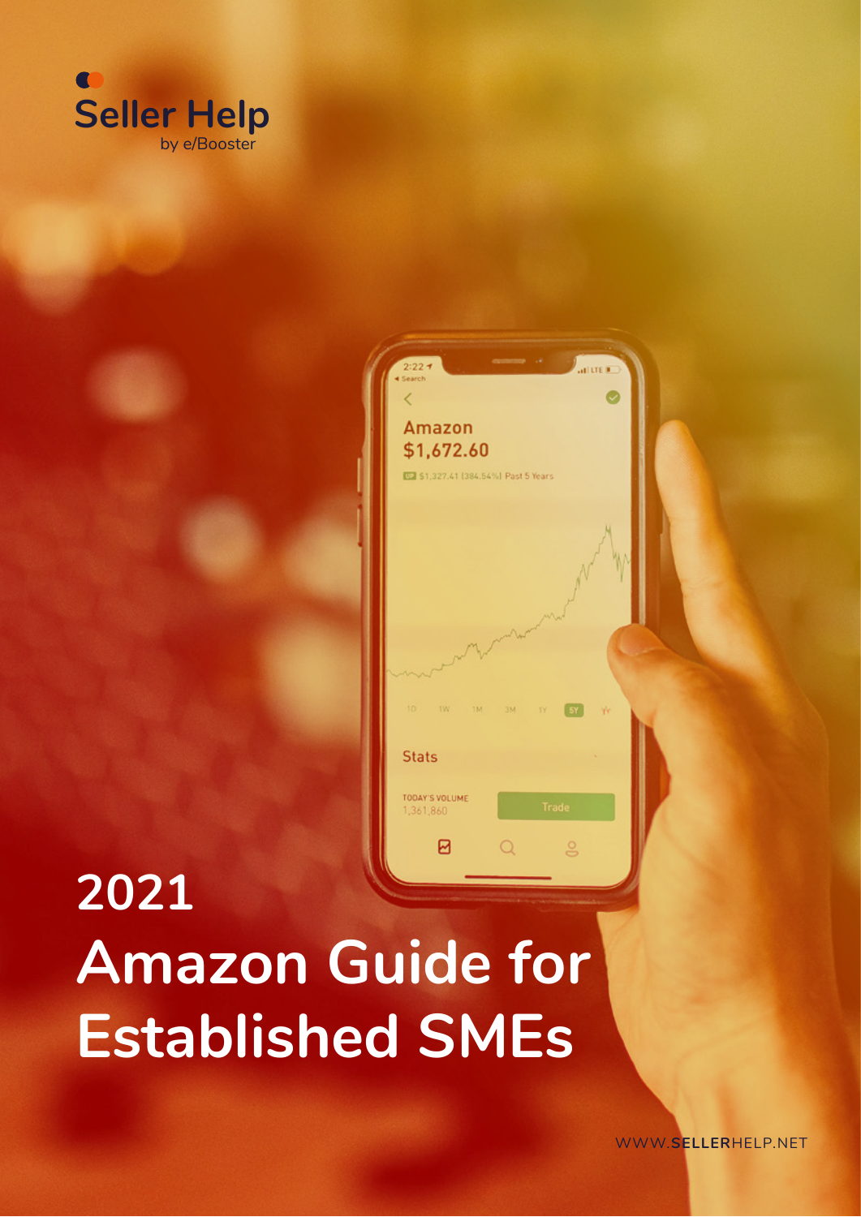Seller Help
by e/Booster

# 2021 Amazon Guide for Established SMEs

WWW.SELLERHELP.NET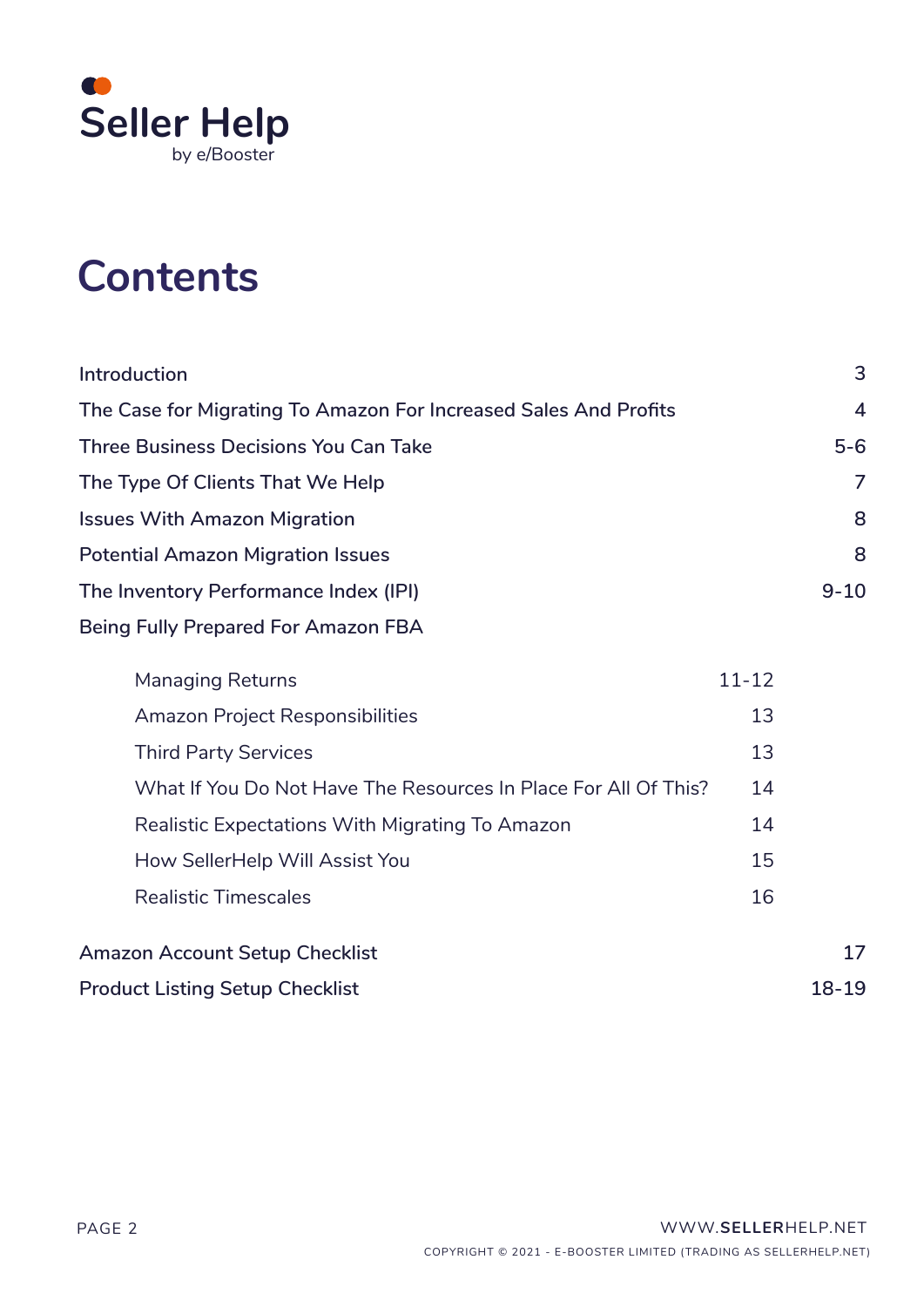Seller Help
by e/Booster

# Contents

| | |
|---|---|
| Introduction | 3 |
| The Case for Migrating To Amazon For Increased Sales And Profits | 4 |
| Three Business Decisions You Can Take | 5-6 |
| The Type Of Clients That We Help | 7 |
| Issues With Amazon Migration | 8 |
| Potential Amazon Migration Issues | 8 |
| The Inventory Performance Index (IPI) | 9-10 |
| Being Fully Prepared For Amazon FBA | |
| &nbsp;&nbsp;&nbsp;&nbsp;Managing Returns | 11-12 |
| &nbsp;&nbsp;&nbsp;&nbsp;Amazon Project Responsibilities | 13 |
| &nbsp;&nbsp;&nbsp;&nbsp;Third Party Services | 13 |
| &nbsp;&nbsp;&nbsp;&nbsp;What If You Do Not Have The Resources In Place For All Of This? | 14 |
| &nbsp;&nbsp;&nbsp;&nbsp;Realistic Expectations With Migrating To Amazon | 14 |
| &nbsp;&nbsp;&nbsp;&nbsp;How SellerHelp Will Assist You | 15 |
| &nbsp;&nbsp;&nbsp;&nbsp;Realistic Timescales | 16 |
| Amazon Account Setup Checklist | 17 |
| Product Listing Setup Checklist | 18-19 |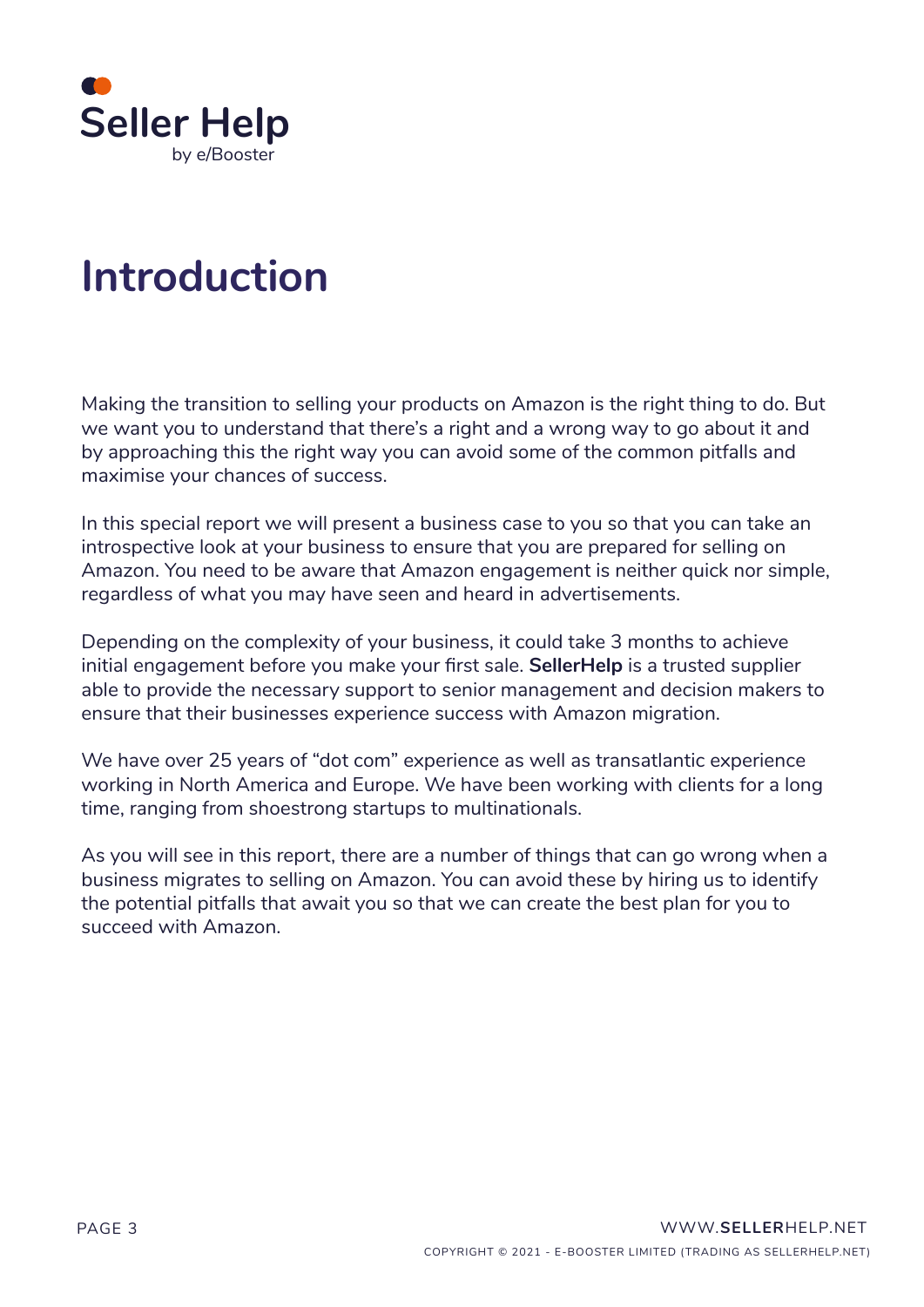# Introduction

Making the transition to selling your products on Amazon is the right thing to do. But we want you to understand that there's a right and a wrong way to go about it and by approaching this the right way you can avoid some of the common pitfalls and maximise your chances of success.

In this special report we will present a business case to you so that you can take an introspective look at your business to ensure that you are prepared for selling on Amazon. You need to be aware that Amazon engagement is neither quick nor simple, regardless of what you may have seen and heard in advertisements.

Depending on the complexity of your business, it could take 3 months to achieve initial engagement before you make your first sale. **SellerHelp** is a trusted supplier able to provide the necessary support to senior management and decision makers to ensure that their businesses experience success with Amazon migration.

We have over 25 years of "dot com" experience as well as transatlantic experience working in North America and Europe. We have been working with clients for a long time, ranging from shoestrong startups to multinationals.

As you will see in this report, there are a number of things that can go wrong when a business migrates to selling on Amazon. You can avoid these by hiring us to identify the potential pitfalls that await you so that we can create the best plan for you to succeed with Amazon.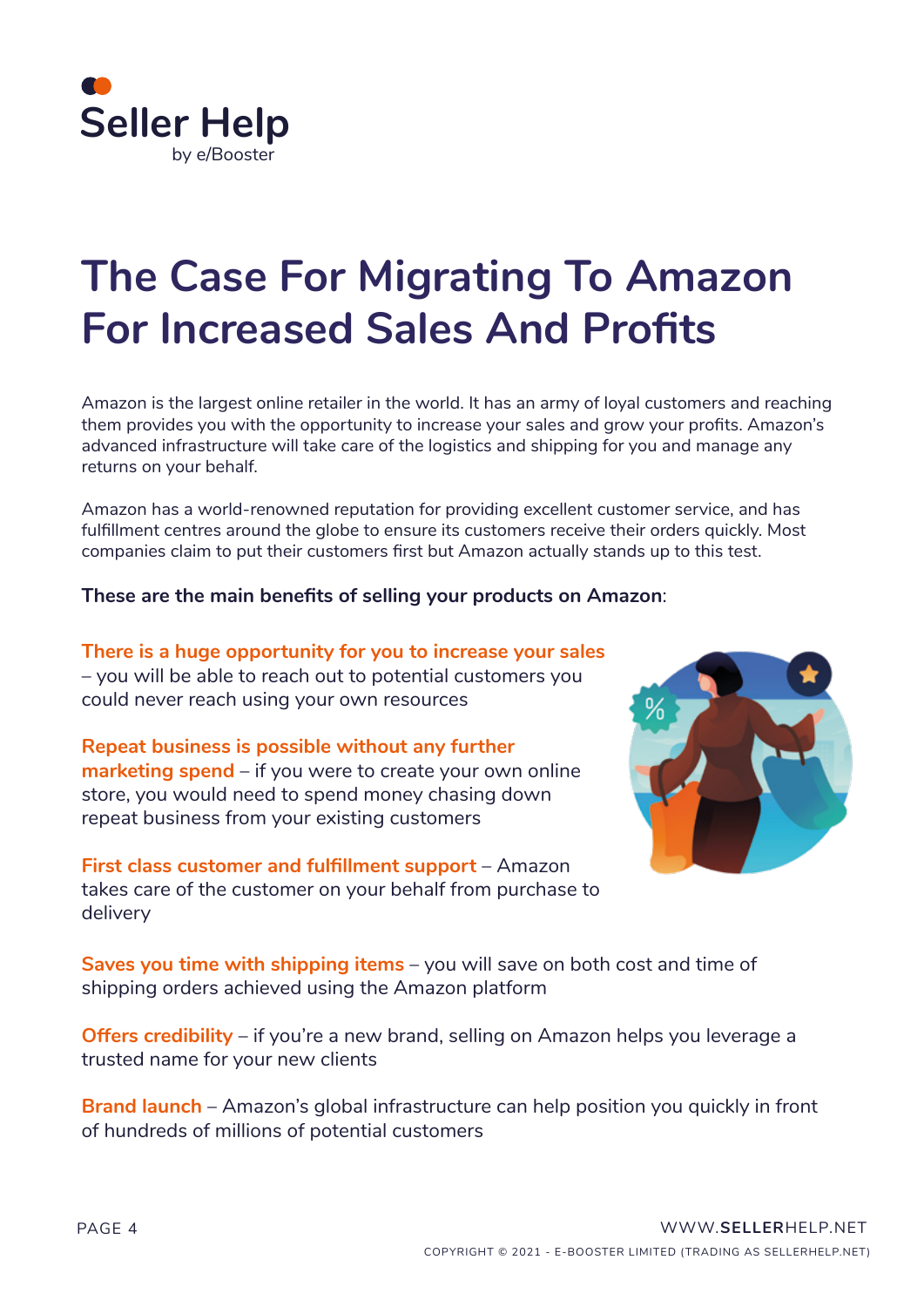# The Case For Migrating To Amazon For Increased Sales And Profits

Amazon is the largest online retailer in the world. It has an army of loyal customers and reaching them provides you with the opportunity to increase your sales and grow your profits. Amazon's advanced infrastructure will take care of the logistics and shipping for you and manage any returns on your behalf.

Amazon has a world-renowned reputation for providing excellent customer service, and has fulfillment centres around the globe to ensure its customers receive their orders quickly. Most companies claim to put their customers first but Amazon actually stands up to this test.

**These are the main benefits of selling your products on Amazon**:

**There is a huge opportunity for you to increase your sales** – you will be able to reach out to potential customers you could never reach using your own resources

**Repeat business is possible without any further marketing spend** – if you were to create your own online store, you would need to spend money chasing down repeat business from your existing customers

**First class customer and fulfillment support** – Amazon takes care of the customer on your behalf from purchase to delivery

**Saves you time with shipping items** – you will save on both cost and time of shipping orders achieved using the Amazon platform

**Offers credibility** – if you're a new brand, selling on Amazon helps you leverage a trusted name for your new clients

**Brand launch** – Amazon's global infrastructure can help position you quickly in front of hundreds of millions of potential customers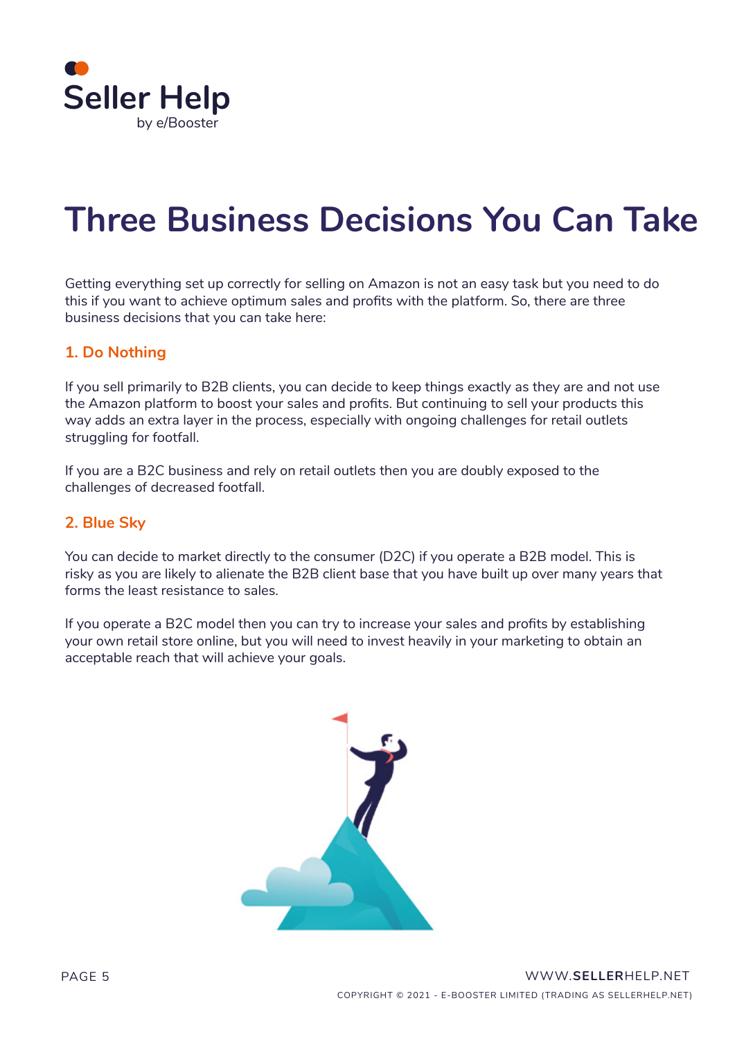# Three Business Decisions You Can Take

Getting everything set up correctly for selling on Amazon is not an easy task but you need to do this if you want to achieve optimum sales and profits with the platform. So, there are three business decisions that you can take here:

### 1. Do Nothing

If you sell primarily to B2B clients, you can decide to keep things exactly as they are and not use the Amazon platform to boost your sales and profits. But continuing to sell your products this way adds an extra layer in the process, especially with ongoing challenges for retail outlets struggling for footfall.

If you are a B2C business and rely on retail outlets then you are doubly exposed to the challenges of decreased footfall.

### 2. Blue Sky

You can decide to market directly to the consumer (D2C) if you operate a B2B model. This is risky as you are likely to alienate the B2B client base that you have built up over many years that forms the least resistance to sales.

If you operate a B2C model then you can try to increase your sales and profits by establishing your own retail store online, but you will need to invest heavily in your marketing to obtain an acceptable reach that will achieve your goals.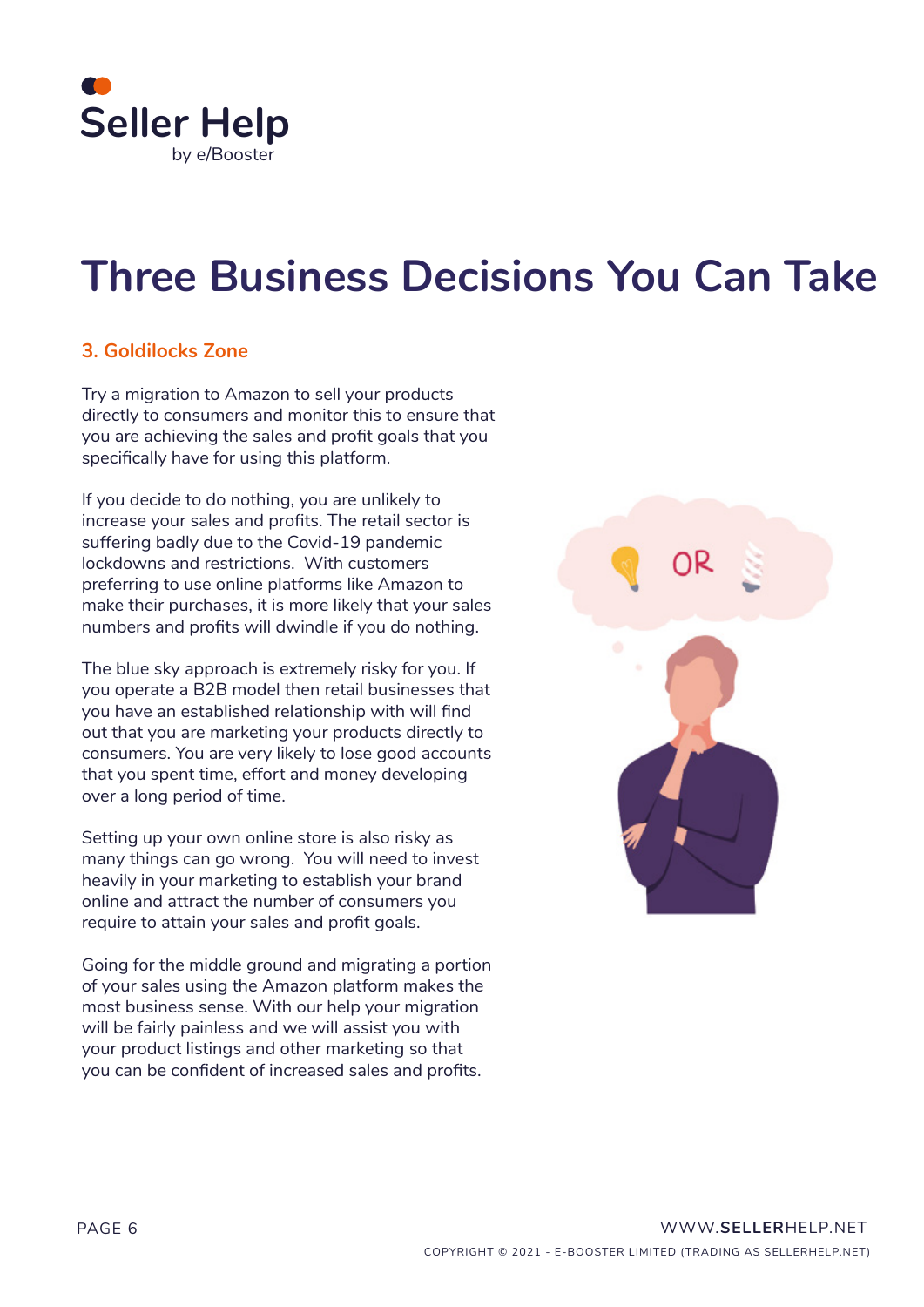# Three Business Decisions You Can Take

### 3. Goldilocks Zone

Try a migration to Amazon to sell your products directly to consumers and monitor this to ensure that you are achieving the sales and profit goals that you specifically have for using this platform.

If you decide to do nothing, you are unlikely to increase your sales and profits. The retail sector is suffering badly due to the Covid-19 pandemic lockdowns and restrictions. With customers preferring to use online platforms like Amazon to make their purchases, it is more likely that your sales numbers and profits will dwindle if you do nothing.

The blue sky approach is extremely risky for you. If you operate a B2B model then retail businesses that you have an established relationship with will find out that you are marketing your products directly to consumers. You are very likely to lose good accounts that you spent time, effort and money developing over a long period of time.

Setting up your own online store is also risky as many things can go wrong. You will need to invest heavily in your marketing to establish your brand online and attract the number of consumers you require to attain your sales and profit goals.

Going for the middle ground and migrating a portion of your sales using the Amazon platform makes the most business sense. With our help your migration will be fairly painless and we will assist you with your product listings and other marketing so that you can be confident of increased sales and profits.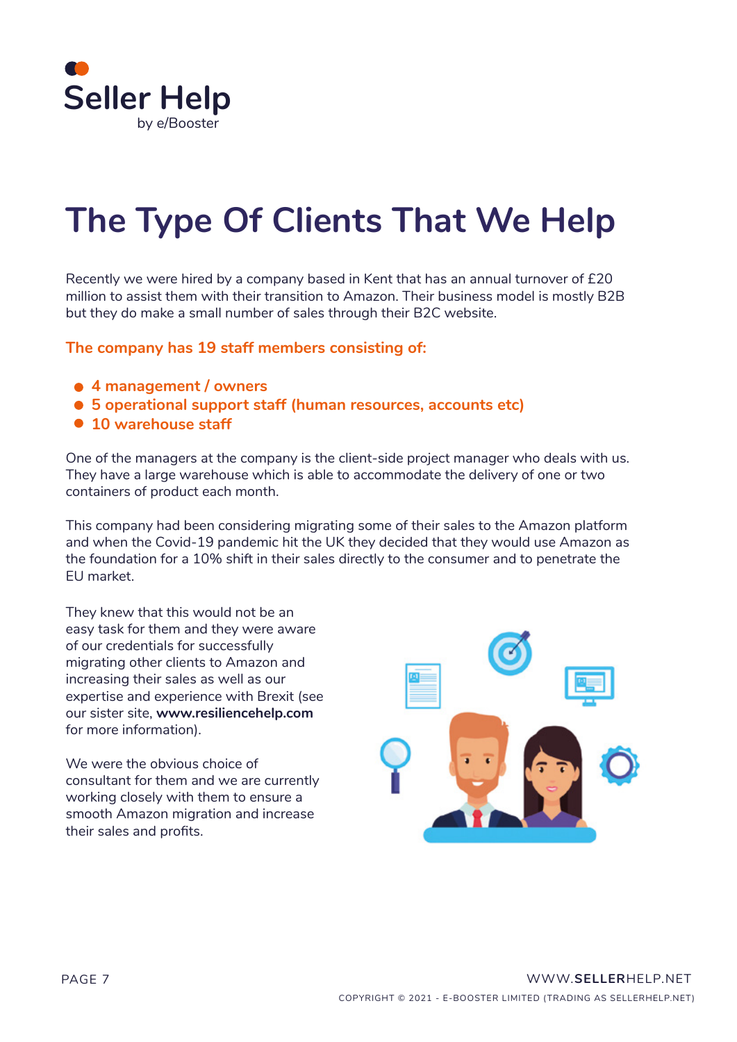# The Type Of Clients That We Help

Recently we were hired by a company based in Kent that has an annual turnover of £20 million to assist them with their transition to Amazon. Their business model is mostly B2B but they do make a small number of sales through their B2C website.

**The company has 19 staff members consisting of:**

- **4 management / owners**
- **5 operational support staff (human resources, accounts etc)**
- **10 warehouse staff**

One of the managers at the company is the client-side project manager who deals with us. They have a large warehouse which is able to accommodate the delivery of one or two containers of product each month.

This company had been considering migrating some of their sales to the Amazon platform and when the Covid-19 pandemic hit the UK they decided that they would use Amazon as the foundation for a 10% shift in their sales directly to the consumer and to penetrate the EU market.

They knew that this would not be an easy task for them and they were aware of our credentials for successfully migrating other clients to Amazon and increasing their sales as well as our expertise and experience with Brexit (see our sister site, **www.resiliencehelp.com** for more information).

We were the obvious choice of consultant for them and we are currently working closely with them to ensure a smooth Amazon migration and increase their sales and profits.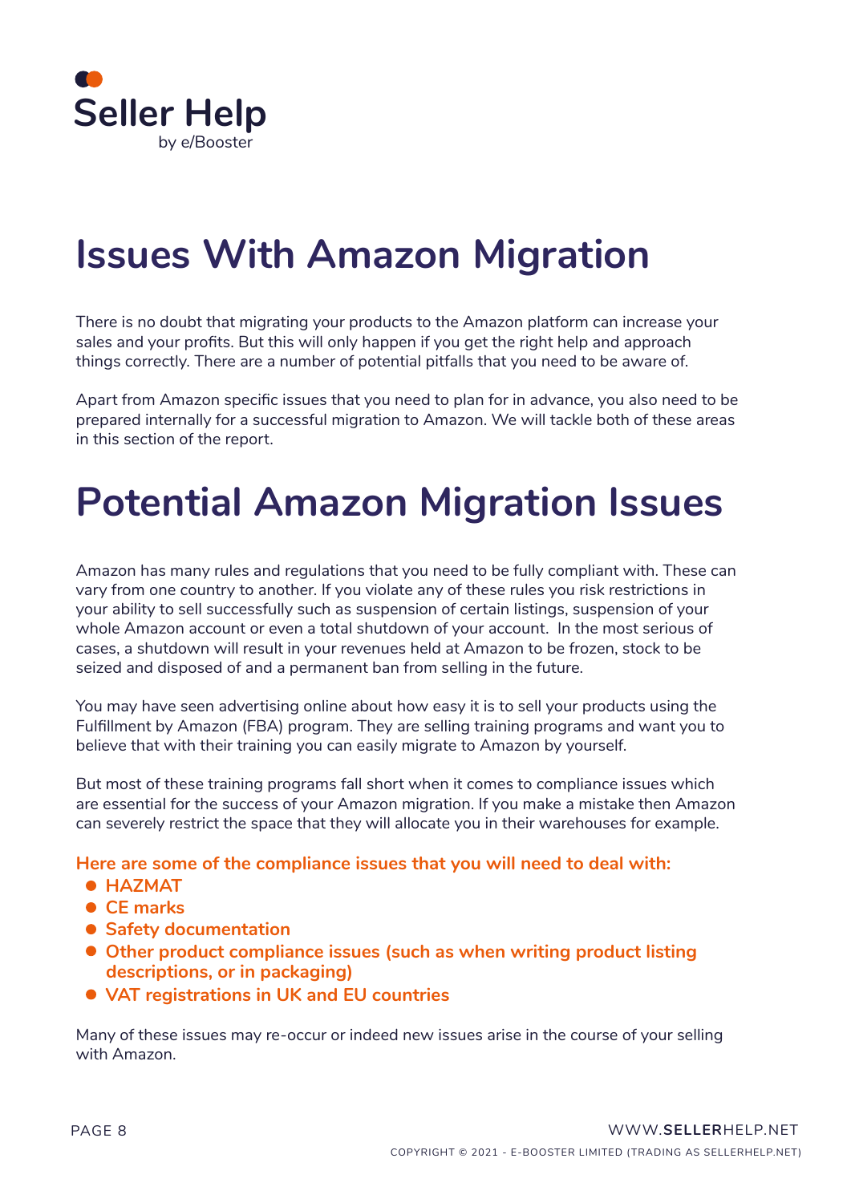# Issues With Amazon Migration

There is no doubt that migrating your products to the Amazon platform can increase your sales and your profits. But this will only happen if you get the right help and approach things correctly. There are a number of potential pitfalls that you need to be aware of.

Apart from Amazon specific issues that you need to plan for in advance, you also need to be prepared internally for a successful migration to Amazon. We will tackle both of these areas in this section of the report.

# Potential Amazon Migration Issues

Amazon has many rules and regulations that you need to be fully compliant with. These can vary from one country to another. If you violate any of these rules you risk restrictions in your ability to sell successfully such as suspension of certain listings, suspension of your whole Amazon account or even a total shutdown of your account. In the most serious of cases, a shutdown will result in your revenues held at Amazon to be frozen, stock to be seized and disposed of and a permanent ban from selling in the future.

You may have seen advertising online about how easy it is to sell your products using the Fulfillment by Amazon (FBA) program. They are selling training programs and want you to believe that with their training you can easily migrate to Amazon by yourself.

But most of these training programs fall short when it comes to compliance issues which are essential for the success of your Amazon migration. If you make a mistake then Amazon can severely restrict the space that they will allocate you in their warehouses for example.

**Here are some of the compliance issues that you will need to deal with:**

- **HAZMAT**
- **CE marks**
- **Safety documentation**
- **Other product compliance issues (such as when writing product listing descriptions, or in packaging)**
- **VAT registrations in UK and EU countries**

Many of these issues may re-occur or indeed new issues arise in the course of your selling with Amazon.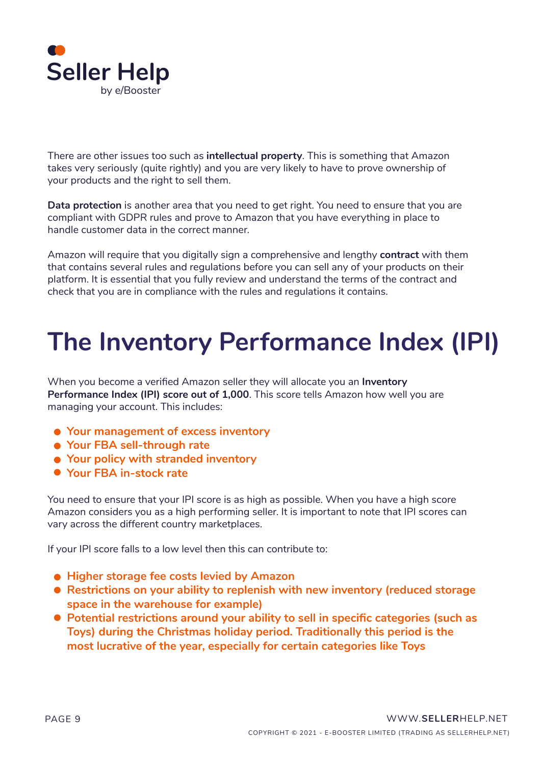There are other issues too such as **intellectual property**. This is something that Amazon takes very seriously (quite rightly) and you are very likely to have to prove ownership of your products and the right to sell them.

**Data protection** is another area that you need to get right. You need to ensure that you are compliant with GDPR rules and prove to Amazon that you have everything in place to handle customer data in the correct manner.

Amazon will require that you digitally sign a comprehensive and lengthy **contract** with them that contains several rules and regulations before you can sell any of your products on their platform. It is essential that you fully review and understand the terms of the contract and check that you are in compliance with the rules and regulations it contains.

# The Inventory Performance Index (IPI)

When you become a verified Amazon seller they will allocate you an **Inventory Performance Index (IPI) score out of 1,000**. This score tells Amazon how well you are managing your account. This includes:

- **Your management of excess inventory**
- **Your FBA sell-through rate**
- **Your policy with stranded inventory**
- **Your FBA in-stock rate**

You need to ensure that your IPI score is as high as possible. When you have a high score Amazon considers you as a high performing seller. It is important to note that IPI scores can vary across the different country marketplaces.

If your IPI score falls to a low level then this can contribute to:

- **Higher storage fee costs levied by Amazon**
- **Restrictions on your ability to replenish with new inventory (reduced storage space in the warehouse for example)**
- **Potential restrictions around your ability to sell in specific categories (such as Toys) during the Christmas holiday period. Traditionally this period is the most lucrative of the year, especially for certain categories like Toys**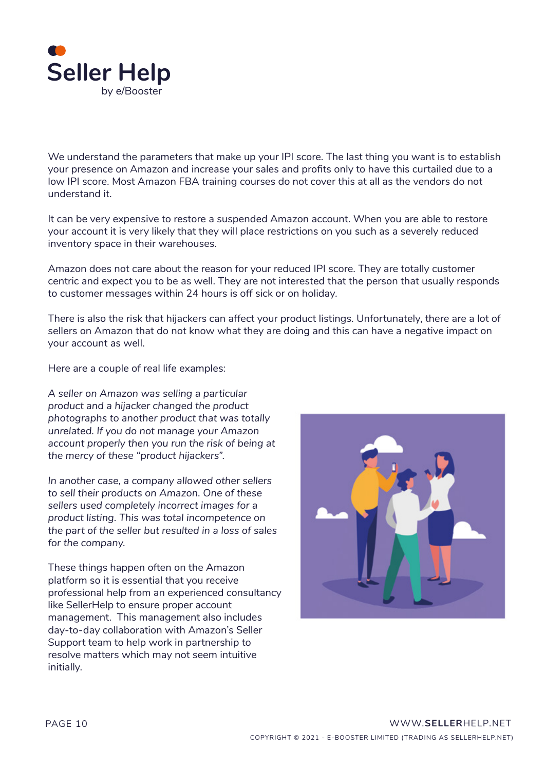We understand the parameters that make up your IPI score. The last thing you want is to establish your presence on Amazon and increase your sales and profits only to have this curtailed due to a low IPI score. Most Amazon FBA training courses do not cover this at all as the vendors do not understand it.

It can be very expensive to restore a suspended Amazon account. When you are able to restore your account it is very likely that they will place restrictions on you such as a severely reduced inventory space in their warehouses.

Amazon does not care about the reason for your reduced IPI score. They are totally customer centric and expect you to be as well. They are not interested that the person that usually responds to customer messages within 24 hours is off sick or on holiday.

There is also the risk that hijackers can affect your product listings. Unfortunately, there are a lot of sellers on Amazon that do not know what they are doing and this can have a negative impact on your account as well.

Here are a couple of real life examples:

*A seller on Amazon was selling a particular product and a hijacker changed the product photographs to another product that was totally unrelated. If you do not manage your Amazon account properly then you run the risk of being at the mercy of these "product hijackers".*

*In another case, a company allowed other sellers to sell their products on Amazon. One of these sellers used completely incorrect images for a product listing. This was total incompetence on the part of the seller but resulted in a loss of sales for the company.*

These things happen often on the Amazon platform so it is essential that you receive professional help from an experienced consultancy like SellerHelp to ensure proper account management. This management also includes day-to-day collaboration with Amazon's Seller Support team to help work in partnership to resolve matters which may not seem intuitive initially.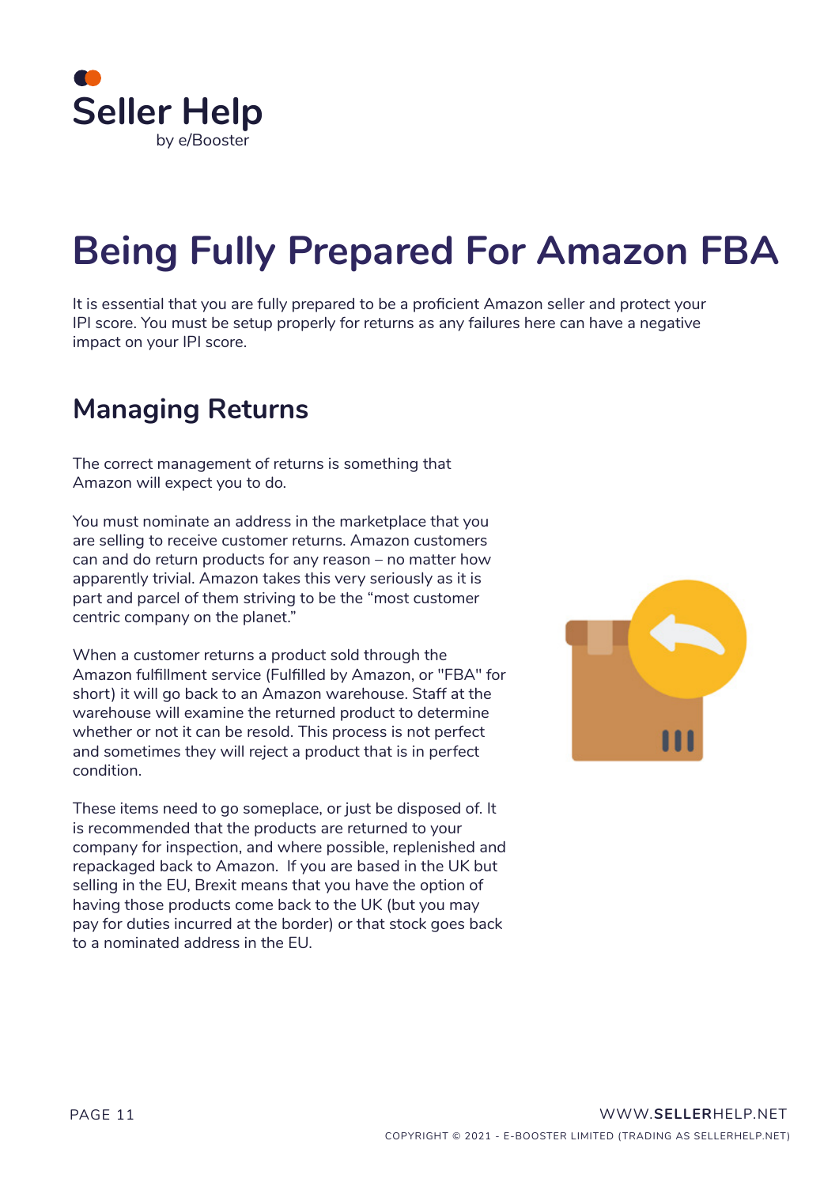# Being Fully Prepared For Amazon FBA

It is essential that you are fully prepared to be a proficient Amazon seller and protect your IPI score. You must be setup properly for returns as any failures here can have a negative impact on your IPI score.

## Managing Returns

The correct management of returns is something that Amazon will expect you to do.

You must nominate an address in the marketplace that you are selling to receive customer returns. Amazon customers can and do return products for any reason – no matter how apparently trivial. Amazon takes this very seriously as it is part and parcel of them striving to be the "most customer centric company on the planet."

When a customer returns a product sold through the Amazon fulfillment service (Fulfilled by Amazon, or "FBA" for short) it will go back to an Amazon warehouse. Staff at the warehouse will examine the returned product to determine whether or not it can be resold. This process is not perfect and sometimes they will reject a product that is in perfect condition.

These items need to go someplace, or just be disposed of. It is recommended that the products are returned to your company for inspection, and where possible, replenished and repackaged back to Amazon. If you are based in the UK but selling in the EU, Brexit means that you have the option of having those products come back to the UK (but you may pay for duties incurred at the border) or that stock goes back to a nominated address in the EU.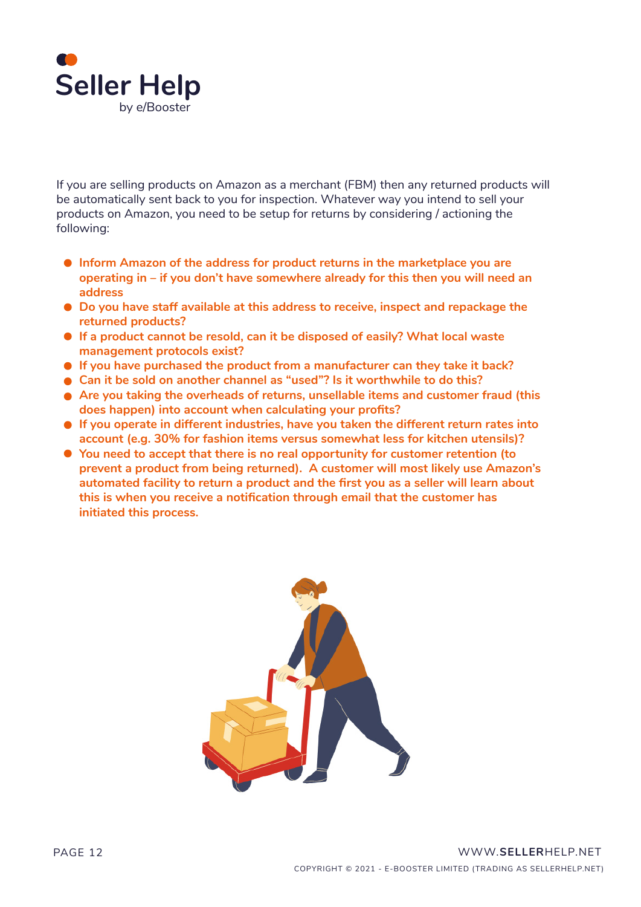If you are selling products on Amazon as a merchant (FBM) then any returned products will be automatically sent back to you for inspection. Whatever way you intend to sell your products on Amazon, you need to be setup for returns by considering / actioning the following:

- **Inform Amazon of the address for product returns in the marketplace you are operating in – if you don't have somewhere already for this then you will need an address**
- **Do you have staff available at this address to receive, inspect and repackage the returned products?**
- **If a product cannot be resold, can it be disposed of easily? What local waste management protocols exist?**
- **If you have purchased the product from a manufacturer can they take it back?**
- **Can it be sold on another channel as "used"? Is it worthwhile to do this?**
- **Are you taking the overheads of returns, unsellable items and customer fraud (this does happen) into account when calculating your profits?**
- **If you operate in different industries, have you taken the different return rates into account (e.g. 30% for fashion items versus somewhat less for kitchen utensils)?**
- **You need to accept that there is no real opportunity for customer retention (to prevent a product from being returned). A customer will most likely use Amazon's automated facility to return a product and the first you as a seller will learn about this is when you receive a notification through email that the customer has initiated this process.**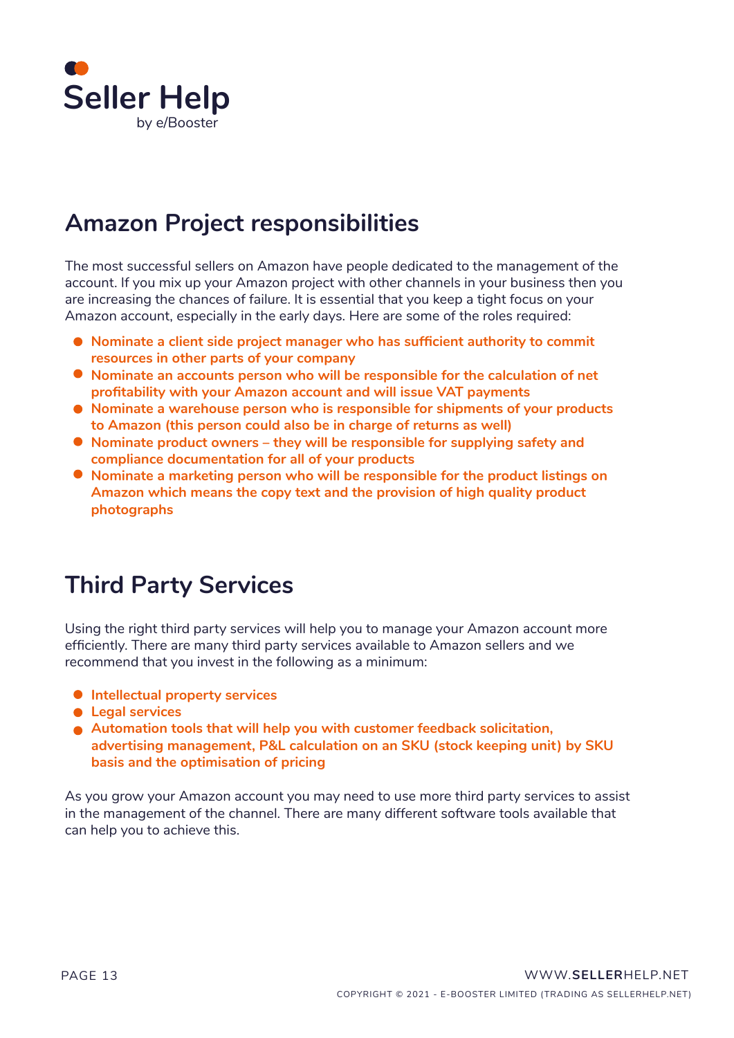## Amazon Project responsibilities

The most successful sellers on Amazon have people dedicated to the management of the account. If you mix up your Amazon project with other channels in your business then you are increasing the chances of failure. It is essential that you keep a tight focus on your Amazon account, especially in the early days. Here are some of the roles required:

- **Nominate a client side project manager who has sufficient authority to commit resources in other parts of your company**
- **Nominate an accounts person who will be responsible for the calculation of net profitability with your Amazon account and will issue VAT payments**
- **Nominate a warehouse person who is responsible for shipments of your products to Amazon (this person could also be in charge of returns as well)**
- **Nominate product owners – they will be responsible for supplying safety and compliance documentation for all of your products**
- **Nominate a marketing person who will be responsible for the product listings on Amazon which means the copy text and the provision of high quality product photographs**

## Third Party Services

Using the right third party services will help you to manage your Amazon account more efficiently. There are many third party services available to Amazon sellers and we recommend that you invest in the following as a minimum:

- **Intellectual property services**
- **Legal services**
- **Automation tools that will help you with customer feedback solicitation, advertising management, P&L calculation on an SKU (stock keeping unit) by SKU basis and the optimisation of pricing**

As you grow your Amazon account you may need to use more third party services to assist in the management of the channel. There are many different software tools available that can help you to achieve this.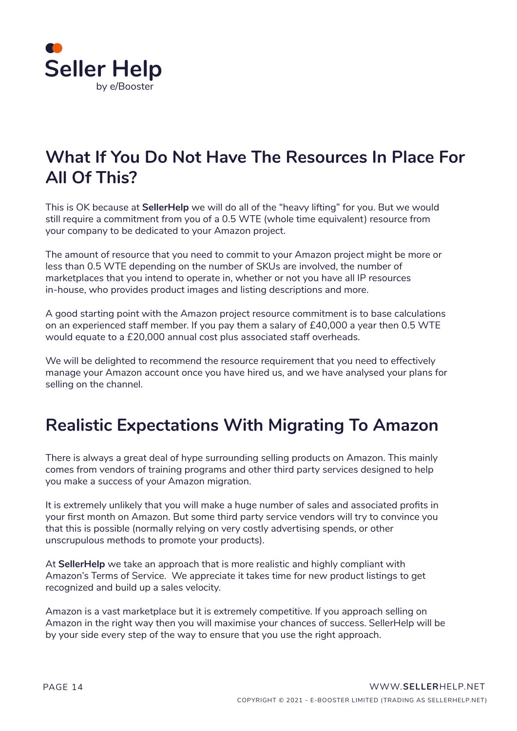# What If You Do Not Have The Resources In Place For All Of This?

This is OK because at **SellerHelp** we will do all of the "heavy lifting" for you. But we would still require a commitment from you of a 0.5 WTE (whole time equivalent) resource from your company to be dedicated to your Amazon project.

The amount of resource that you need to commit to your Amazon project might be more or less than 0.5 WTE depending on the number of SKUs are involved, the number of marketplaces that you intend to operate in, whether or not you have all IP resources in-house, who provides product images and listing descriptions and more.

A good starting point with the Amazon project resource commitment is to base calculations on an experienced staff member. If you pay them a salary of £40,000 a year then 0.5 WTE would equate to a £20,000 annual cost plus associated staff overheads.

We will be delighted to recommend the resource requirement that you need to effectively manage your Amazon account once you have hired us, and we have analysed your plans for selling on the channel.

# Realistic Expectations With Migrating To Amazon

There is always a great deal of hype surrounding selling products on Amazon. This mainly comes from vendors of training programs and other third party services designed to help you make a success of your Amazon migration.

It is extremely unlikely that you will make a huge number of sales and associated profits in your first month on Amazon. But some third party service vendors will try to convince you that this is possible (normally relying on very costly advertising spends, or other unscrupulous methods to promote your products).

At **SellerHelp** we take an approach that is more realistic and highly compliant with Amazon's Terms of Service. We appreciate it takes time for new product listings to get recognized and build up a sales velocity.

Amazon is a vast marketplace but it is extremely competitive. If you approach selling on Amazon in the right way then you will maximise your chances of success. SellerHelp will be by your side every step of the way to ensure that you use the right approach.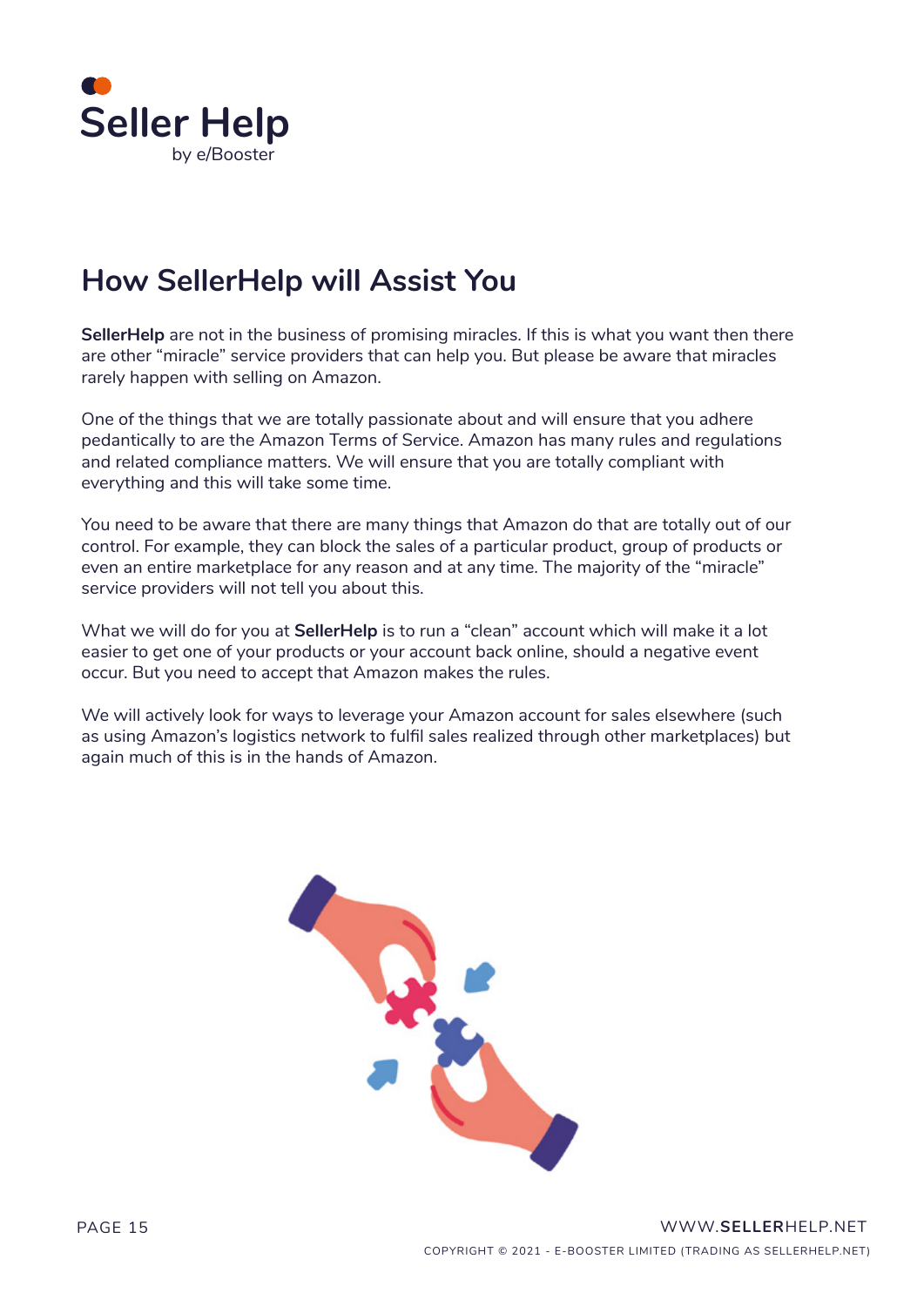## How SellerHelp will Assist You

**SellerHelp** are not in the business of promising miracles. If this is what you want then there are other "miracle" service providers that can help you. But please be aware that miracles rarely happen with selling on Amazon.

One of the things that we are totally passionate about and will ensure that you adhere pedantically to are the Amazon Terms of Service. Amazon has many rules and regulations and related compliance matters. We will ensure that you are totally compliant with everything and this will take some time.

You need to be aware that there are many things that Amazon do that are totally out of our control. For example, they can block the sales of a particular product, group of products or even an entire marketplace for any reason and at any time. The majority of the "miracle" service providers will not tell you about this.

What we will do for you at **SellerHelp** is to run a "clean" account which will make it a lot easier to get one of your products or your account back online, should a negative event occur. But you need to accept that Amazon makes the rules.

We will actively look for ways to leverage your Amazon account for sales elsewhere (such as using Amazon's logistics network to fulfil sales realized through other marketplaces) but again much of this is in the hands of Amazon.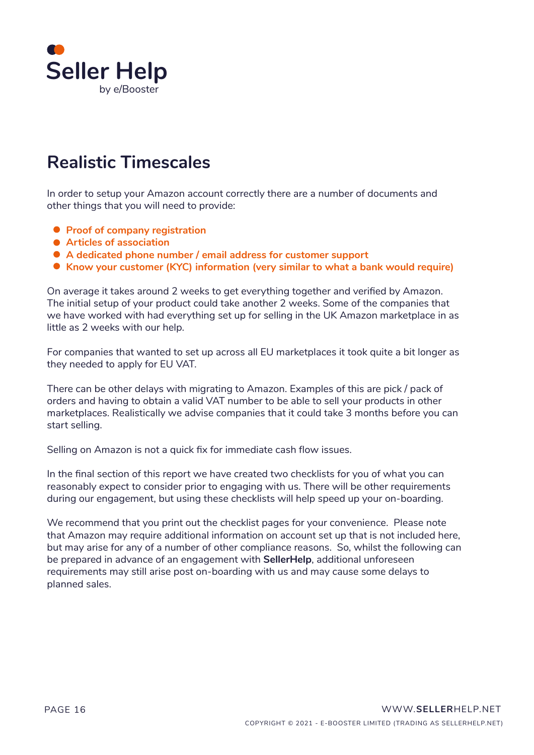## Realistic Timescales

In order to setup your Amazon account correctly there are a number of documents and other things that you will need to provide:

- **Proof of company registration**
- **Articles of association**
- **A dedicated phone number / email address for customer support**
- **Know your customer (KYC) information (very similar to what a bank would require)**

On average it takes around 2 weeks to get everything together and verified by Amazon. The initial setup of your product could take another 2 weeks. Some of the companies that we have worked with had everything set up for selling in the UK Amazon marketplace in as little as 2 weeks with our help.

For companies that wanted to set up across all EU marketplaces it took quite a bit longer as they needed to apply for EU VAT.

There can be other delays with migrating to Amazon. Examples of this are pick / pack of orders and having to obtain a valid VAT number to be able to sell your products in other marketplaces. Realistically we advise companies that it could take 3 months before you can start selling.

Selling on Amazon is not a quick fix for immediate cash flow issues.

In the final section of this report we have created two checklists for you of what you can reasonably expect to consider prior to engaging with us. There will be other requirements during our engagement, but using these checklists will help speed up your on-boarding.

We recommend that you print out the checklist pages for your convenience. Please note that Amazon may require additional information on account set up that is not included here, but may arise for any of a number of other compliance reasons. So, whilst the following can be prepared in advance of an engagement with **SellerHelp**, additional unforeseen requirements may still arise post on-boarding with us and may cause some delays to planned sales.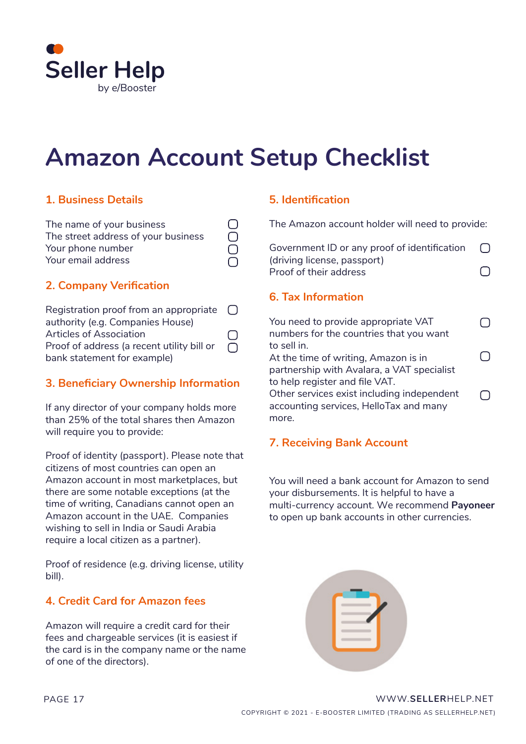# Amazon Account Setup Checklist

## 1. Business Details

- [ ] The name of your business
- [ ] The street address of your business
- [ ] Your phone number
- [ ] Your email address

## 2. Company Verification

- [ ] Registration proof from an appropriate authority (e.g. Companies House)
- [ ] Articles of Association
- [ ] Proof of address (a recent utility bill or bank statement for example)

## 3. Beneficiary Ownership Information

If any director of your company holds more than 25% of the total shares then Amazon will require you to provide:

Proof of identity (passport). Please note that citizens of most countries can open an Amazon account in most marketplaces, but there are some notable exceptions (at the time of writing, Canadians cannot open an Amazon account in the UAE. Companies wishing to sell in India or Saudi Arabia require a local citizen as a partner).

Proof of residence (e.g. driving license, utility bill).

## 4. Credit Card for Amazon fees

Amazon will require a credit card for their fees and chargeable services (it is easiest if the card is in the company name or the name of one of the directors).

## 5. Identification

The Amazon account holder will need to provide:

- [ ] Government ID or any proof of identification (driving license, passport)
- [ ] Proof of their address

## 6. Tax Information

- [ ] You need to provide appropriate VAT numbers for the countries that you want to sell in.
- [ ] At the time of writing, Amazon is in partnership with Avalara, a VAT specialist to help register and file VAT.
- [ ] Other services exist including independent accounting services, HelloTax and many more.

## 7. Receiving Bank Account

You will need a bank account for Amazon to send your disbursements. It is helpful to have a multi-currency account. We recommend **Payoneer** to open up bank accounts in other currencies.

COPYRIGHT © 2021 - E-BOOSTER LIMITED (TRADING AS SELLERHELP.NET)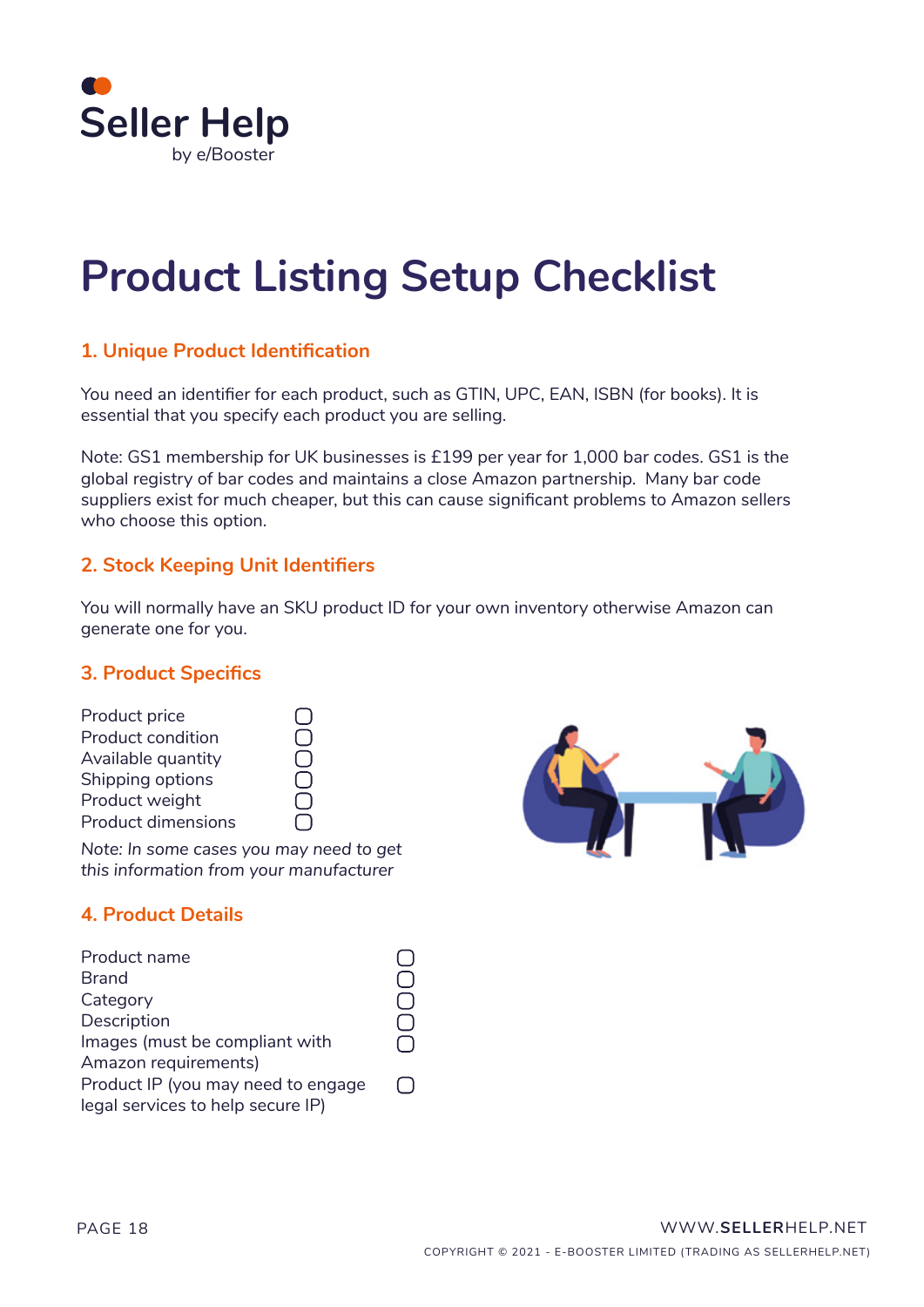Seller Help
by e/Booster

# Product Listing Setup Checklist

## 1. Unique Product Identification

You need an identifier for each product, such as GTIN, UPC, EAN, ISBN (for books). It is essential that you specify each product you are selling.

Note: GS1 membership for UK businesses is £199 per year for 1,000 bar codes. GS1 is the global registry of bar codes and maintains a close Amazon partnership. Many bar code suppliers exist for much cheaper, but this can cause significant problems to Amazon sellers who choose this option.

## 2. Stock Keeping Unit Identifiers

You will normally have an SKU product ID for your own inventory otherwise Amazon can generate one for you.

## 3. Product Specifics

- [ ] Product price
- [ ] Product condition
- [ ] Available quantity
- [ ] Shipping options
- [ ] Product weight
- [ ] Product dimensions

Note: *In some cases you may need to get this information from your manufacturer*

## 4. Product Details

- [ ] Product name
- [ ] Brand
- [ ] Category
- [ ] Description
- [ ] Images (must be compliant with Amazon requirements)
- [ ] Product IP (you may need to engage legal services to help secure IP)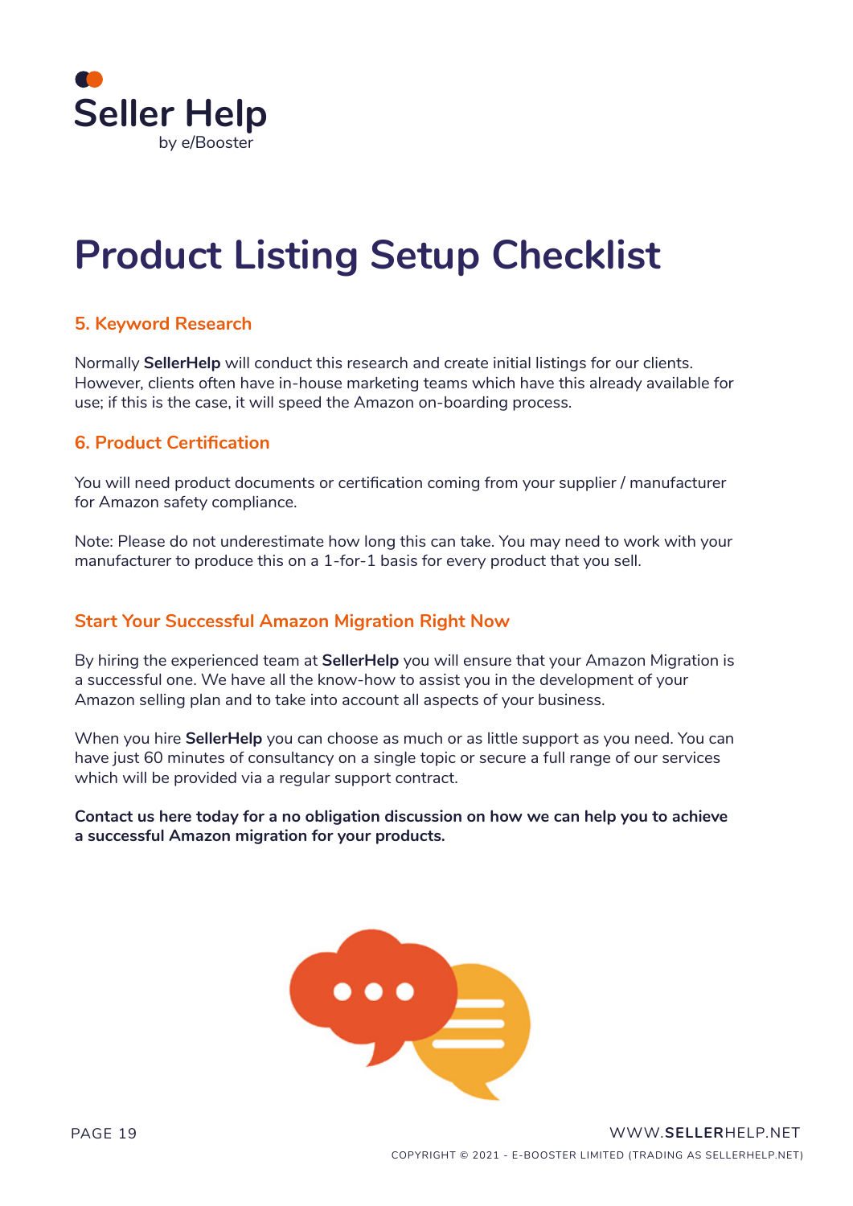# Product Listing Setup Checklist

## 5. Keyword Research

Normally **SellerHelp** will conduct this research and create initial listings for our clients. However, clients often have in-house marketing teams which have this already available for use; if this is the case, it will speed the Amazon on-boarding process.

## 6. Product Certification

You will need product documents or certification coming from your supplier / manufacturer for Amazon safety compliance.

Note: Please do not underestimate how long this can take. You may need to work with your manufacturer to produce this on a 1-for-1 basis for every product that you sell.

## Start Your Successful Amazon Migration Right Now

By hiring the experienced team at **SellerHelp** you will ensure that your Amazon Migration is a successful one. We have all the know-how to assist you in the development of your Amazon selling plan and to take into account all aspects of your business.

When you hire **SellerHelp** you can choose as much or as little support as you need. You can have just 60 minutes of consultancy on a single topic or secure a full range of our services which will be provided via a regular support contract.

**Contact us here today for a no obligation discussion on how we can help you to achieve a successful Amazon migration for your products.**